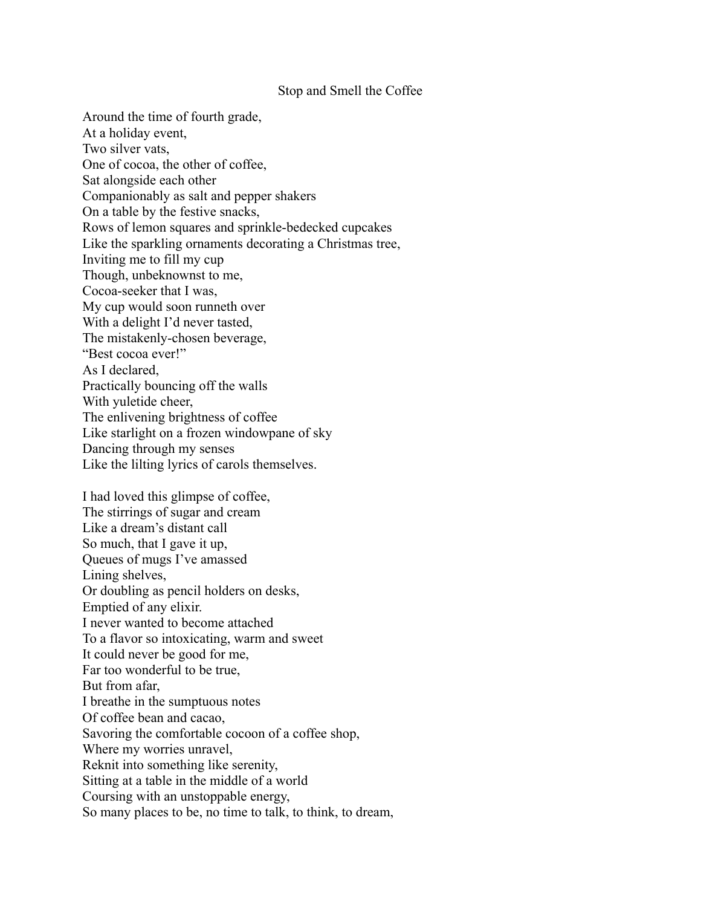# Stop and Smell the Coffee

Around the time of fourth grade,  
At a holiday event,  
Two silver vats,  
One of cocoa, the other of coffee,  
Sat alongside each other  
Companionably as salt and pepper shakers  
On a table by the festive snacks,  
Rows of lemon squares and sprinkle-bedecked cupcakes  
Like the sparkling ornaments decorating a Christmas tree,  
Inviting me to fill my cup  
Though, unbeknownst to me,  
Cocoa-seeker that I was,  
My cup would soon runneth over  
With a delight I'd never tasted,  
The mistakenly-chosen beverage,  
"Best cocoa ever!"  
As I declared,  
Practically bouncing off the walls  
With yuletide cheer,  
The enlivening brightness of coffee  
Like starlight on a frozen windowpane of sky  
Dancing through my senses  
Like the lilting lyrics of carols themselves.

I had loved this glimpse of coffee,  
The stirrings of sugar and cream  
Like a dream's distant call  
So much, that I gave it up,  
Queues of mugs I've amassed  
Lining shelves,  
Or doubling as pencil holders on desks,  
Emptied of any elixir.  
I never wanted to become attached  
To a flavor so intoxicating, warm and sweet  
It could never be good for me,  
Far too wonderful to be true,  
But from afar,  
I breathe in the sumptuous notes  
Of coffee bean and cacao,  
Savoring the comfortable cocoon of a coffee shop,  
Where my worries unravel,  
Reknit into something like serenity,  
Sitting at a table in the middle of a world  
Coursing with an unstoppable energy,  
So many places to be, no time to talk, to think, to dream,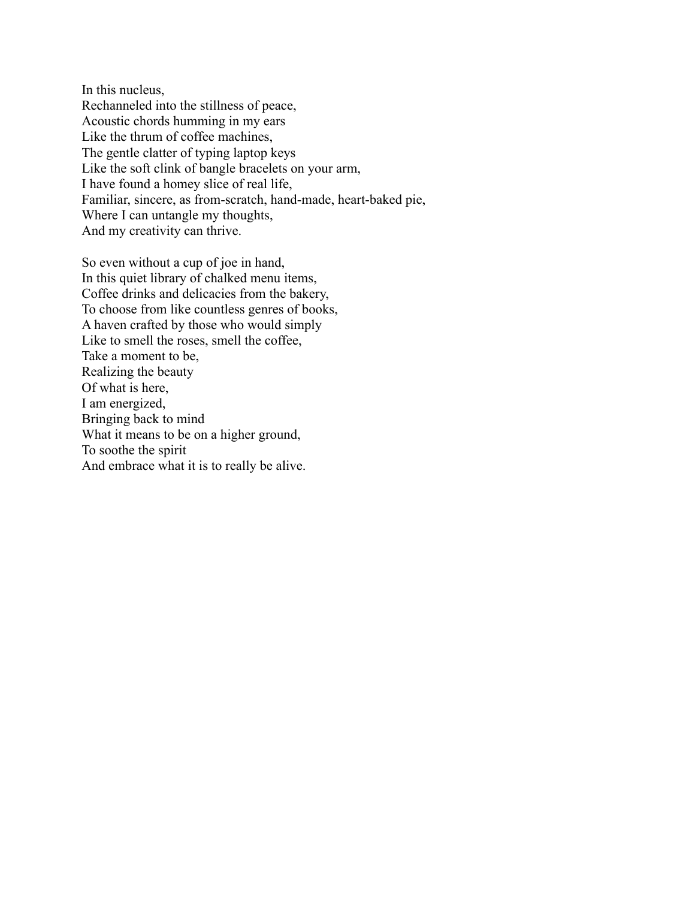In this nucleus,  
Rechanneled into the stillness of peace,  
Acoustic chords humming in my ears  
Like the thrum of coffee machines,  
The gentle clatter of typing laptop keys  
Like the soft clink of bangle bracelets on your arm,  
I have found a homey slice of real life,  
Familiar, sincere, as from-scratch, hand-made, heart-baked pie,  
Where I can untangle my thoughts,  
And my creativity can thrive.

So even without a cup of joe in hand,  
In this quiet library of chalked menu items,  
Coffee drinks and delicacies from the bakery,  
To choose from like countless genres of books,  
A haven crafted by those who would simply  
Like to smell the roses, smell the coffee,  
Take a moment to be,  
Realizing the beauty  
Of what is here,  
I am energized,  
Bringing back to mind  
What it means to be on a higher ground,  
To soothe the spirit  
And embrace what it is to really be alive.